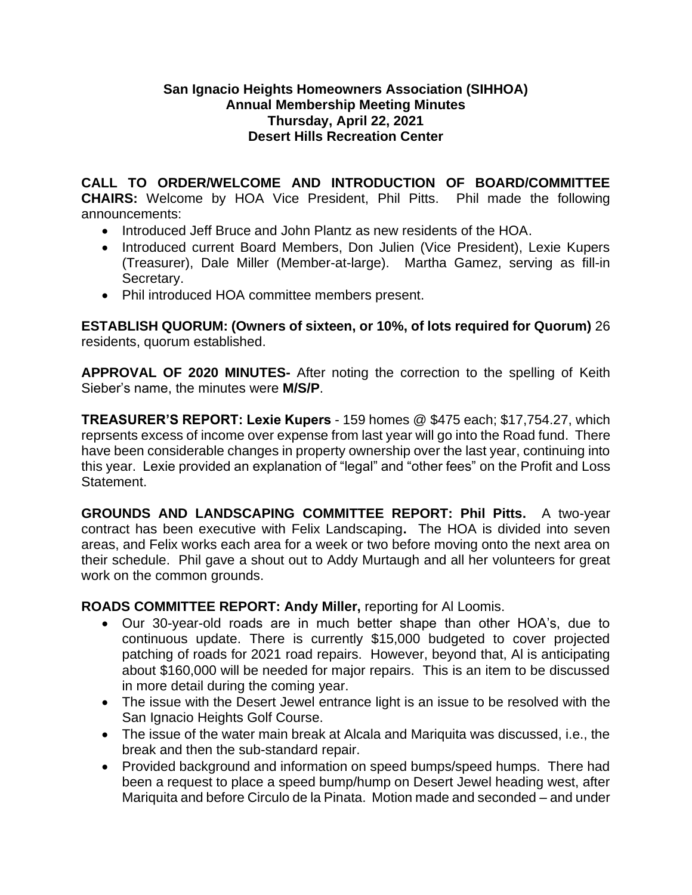**San Ignacio Heights Homeowners Association (SIHHOA)**
**Annual Membership Meeting Minutes**
**Thursday, April 22, 2021**
**Desert Hills Recreation Center**

**CALL TO ORDER/WELCOME AND INTRODUCTION OF BOARD/COMMITTEE CHAIRS:** Welcome by HOA Vice President, Phil Pitts. Phil made the following announcements:

- Introduced Jeff Bruce and John Plantz as new residents of the HOA.
- Introduced current Board Members, Don Julien (Vice President), Lexie Kupers (Treasurer), Dale Miller (Member-at-large). Martha Gamez, serving as fill-in Secretary.
- Phil introduced HOA committee members present.

**ESTABLISH QUORUM: (Owners of sixteen, or 10%, of lots required for Quorum)** 26 residents, quorum established.

**APPROVAL OF 2020 MINUTES-** After noting the correction to the spelling of Keith Sieber's name, the minutes were **M/S/P**.

**TREASURER'S REPORT: Lexie Kupers** - 159 homes @ $475 each; $17,754.27, which reprsents excess of income over expense from last year will go into the Road fund. There have been considerable changes in property ownership over the last year, continuing into this year. Lexie provided an explanation of "legal" and "other fees" on the Profit and Loss Statement.

**GROUNDS AND LANDSCAPING COMMITTEE REPORT: Phil Pitts.** A two-year contract has been executive with Felix Landscaping**.** The HOA is divided into seven areas, and Felix works each area for a week or two before moving onto the next area on their schedule. Phil gave a shout out to Addy Murtaugh and all her volunteers for great work on the common grounds.

**ROADS COMMITTEE REPORT: Andy Miller,** reporting for Al Loomis.

- Our 30-year-old roads are in much better shape than other HOA's, due to continuous update. There is currently $15,000 budgeted to cover projected patching of roads for 2021 road repairs. However, beyond that, Al is anticipating about $160,000 will be needed for major repairs. This is an item to be discussed in more detail during the coming year.
- The issue with the Desert Jewel entrance light is an issue to be resolved with the San Ignacio Heights Golf Course.
- The issue of the water main break at Alcala and Mariquita was discussed, i.e., the break and then the sub-standard repair.
- Provided background and information on speed bumps/speed humps. There had been a request to place a speed bump/hump on Desert Jewel heading west, after Mariquita and before Circulo de la Pinata. Motion made and seconded – and under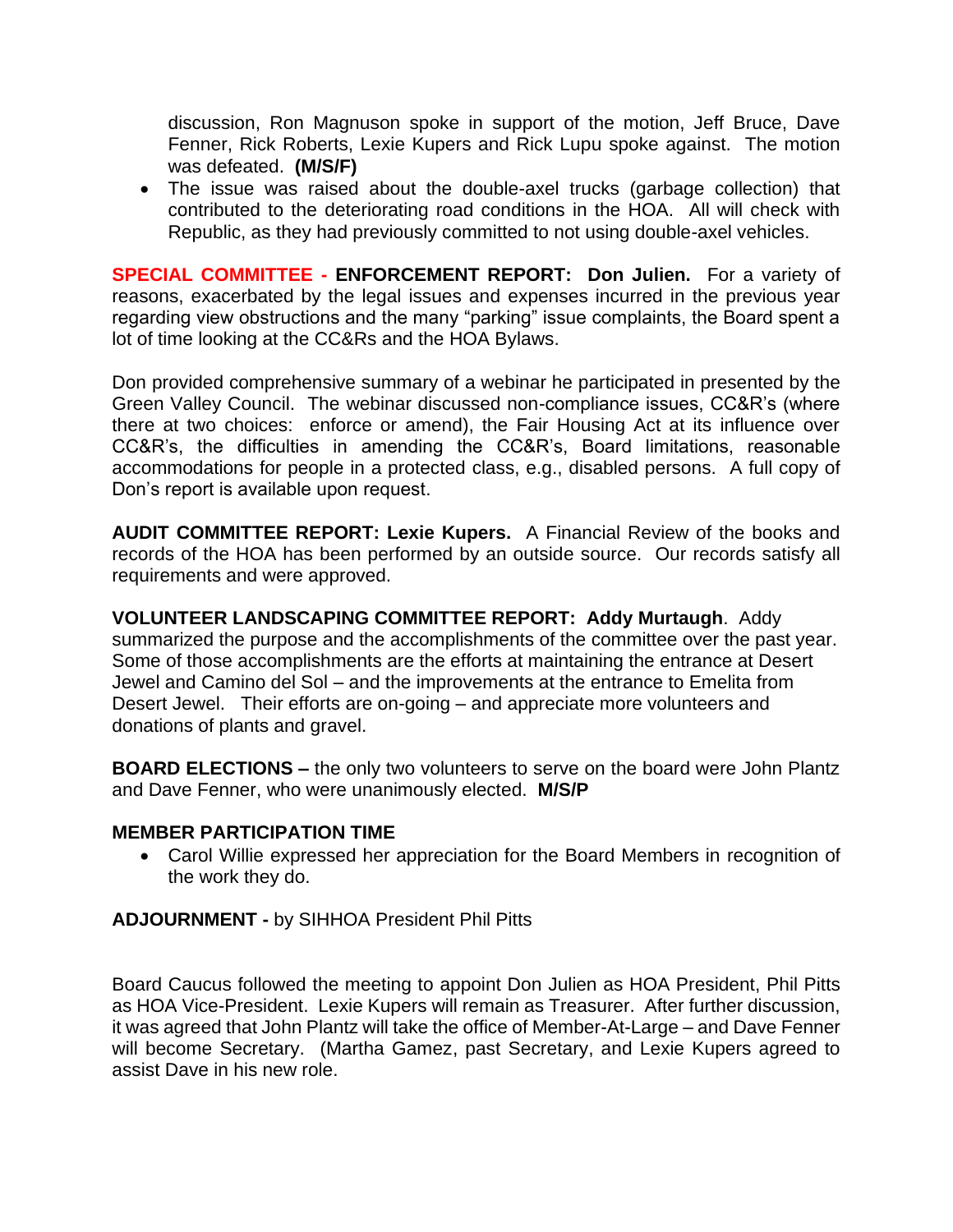discussion, Ron Magnuson spoke in support of the motion, Jeff Bruce, Dave Fenner, Rick Roberts, Lexie Kupers and Rick Lupu spoke against. The motion was defeated. **(M/S/F)**

- The issue was raised about the double-axel trucks (garbage collection) that contributed to the deteriorating road conditions in the HOA. All will check with Republic, as they had previously committed to not using double-axel vehicles.

**SPECIAL COMMITTEE - ENFORCEMENT REPORT: Don Julien.** For a variety of reasons, exacerbated by the legal issues and expenses incurred in the previous year regarding view obstructions and the many "parking" issue complaints, the Board spent a lot of time looking at the CC&Rs and the HOA Bylaws.

Don provided comprehensive summary of a webinar he participated in presented by the Green Valley Council. The webinar discussed non-compliance issues, CC&R's (where there at two choices: enforce or amend), the Fair Housing Act at its influence over CC&R's, the difficulties in amending the CC&R's, Board limitations, reasonable accommodations for people in a protected class, e.g., disabled persons. A full copy of Don's report is available upon request.

**AUDIT COMMITTEE REPORT: Lexie Kupers.** A Financial Review of the books and records of the HOA has been performed by an outside source. Our records satisfy all requirements and were approved.

**VOLUNTEER LANDSCAPING COMMITTEE REPORT: Addy Murtaugh**. Addy summarized the purpose and the accomplishments of the committee over the past year. Some of those accomplishments are the efforts at maintaining the entrance at Desert Jewel and Camino del Sol – and the improvements at the entrance to Emelita from Desert Jewel. Their efforts are on-going – and appreciate more volunteers and donations of plants and gravel.

**BOARD ELECTIONS –** the only two volunteers to serve on the board were John Plantz and Dave Fenner, who were unanimously elected. **M/S/P**

**MEMBER PARTICIPATION TIME**

- Carol Willie expressed her appreciation for the Board Members in recognition of the work they do.

**ADJOURNMENT -** by SIHHOA President Phil Pitts

Board Caucus followed the meeting to appoint Don Julien as HOA President, Phil Pitts as HOA Vice-President. Lexie Kupers will remain as Treasurer. After further discussion, it was agreed that John Plantz will take the office of Member-At-Large – and Dave Fenner will become Secretary. (Martha Gamez, past Secretary, and Lexie Kupers agreed to assist Dave in his new role.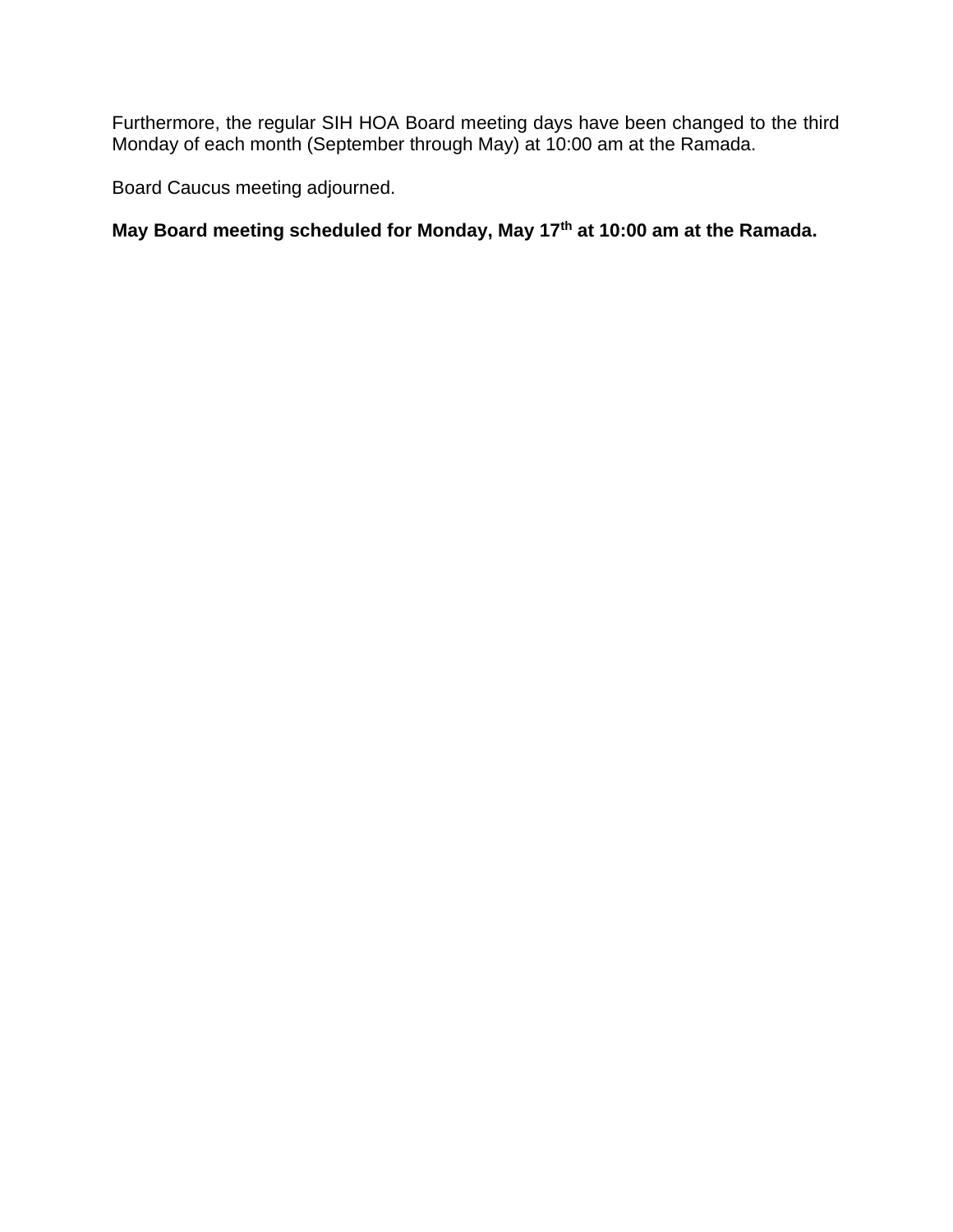Furthermore, the regular SIH HOA Board meeting days have been changed to the third Monday of each month (September through May) at 10:00 am at the Ramada.

Board Caucus meeting adjourned.

**May Board meeting scheduled for Monday, May 17th at 10:00 am at the Ramada.**